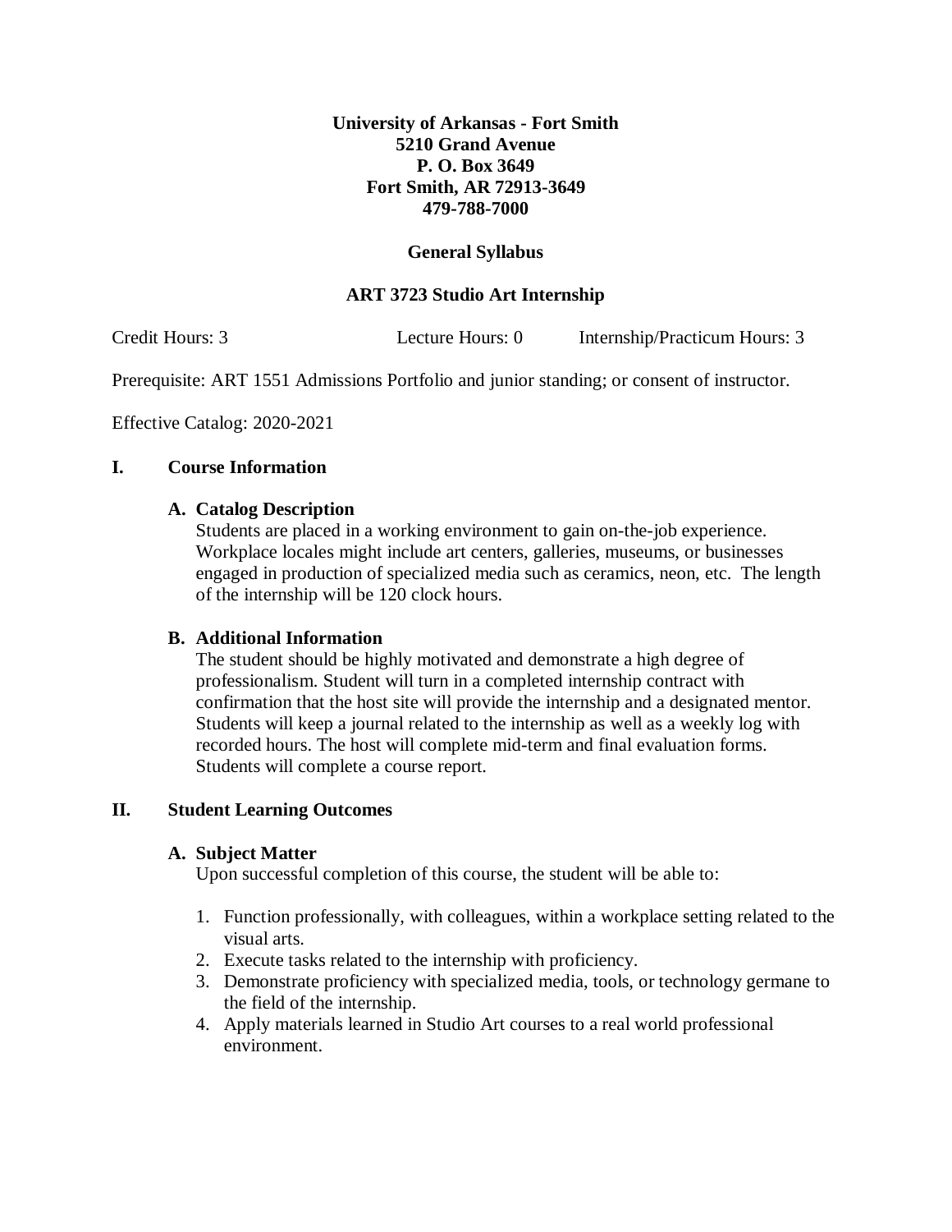**University of Arkansas - Fort Smith**
**5210 Grand Avenue**
**P. O. Box 3649**
**Fort Smith, AR 72913-3649**
**479-788-7000**

**General Syllabus**

# ART 3723 Studio Art Internship

Credit Hours: 3 Lecture Hours: 0 Internship/Practicum Hours: 3

Prerequisite: ART 1551 Admissions Portfolio and junior standing; or consent of instructor.

Effective Catalog: 2020-2021

## I. Course Information

### A. Catalog Description

Students are placed in a working environment to gain on-the-job experience. Workplace locales might include art centers, galleries, museums, or businesses engaged in production of specialized media such as ceramics, neon, etc. The length of the internship will be 120 clock hours.

### B. Additional Information

The student should be highly motivated and demonstrate a high degree of professionalism. Student will turn in a completed internship contract with confirmation that the host site will provide the internship and a designated mentor. Students will keep a journal related to the internship as well as a weekly log with recorded hours. The host will complete mid-term and final evaluation forms. Students will complete a course report.

## II. Student Learning Outcomes

### A. Subject Matter

Upon successful completion of this course, the student will be able to:

1. Function professionally, with colleagues, within a workplace setting related to the visual arts.
2. Execute tasks related to the internship with proficiency.
3. Demonstrate proficiency with specialized media, tools, or technology germane to the field of the internship.
4. Apply materials learned in Studio Art courses to a real world professional environment.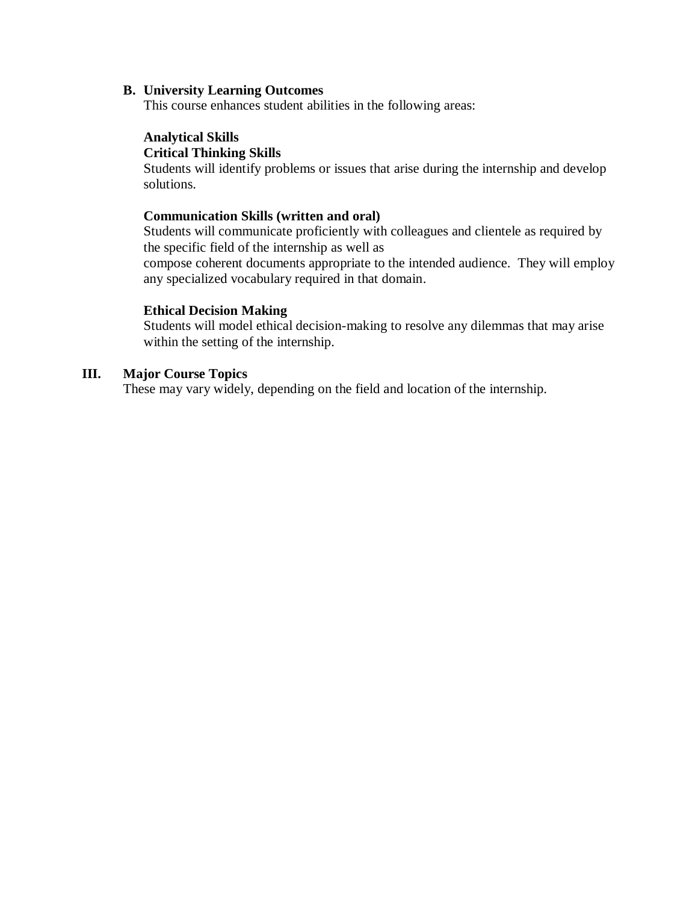### B. University Learning Outcomes

This course enhances student abilities in the following areas:

**Analytical Skills**
**Critical Thinking Skills**
Students will identify problems or issues that arise during the internship and develop solutions.

**Communication Skills (written and oral)**
Students will communicate proficiently with colleagues and clientele as required by the specific field of the internship as well as
compose coherent documents appropriate to the intended audience. They will employ any specialized vocabulary required in that domain.

**Ethical Decision Making**
Students will model ethical decision-making to resolve any dilemmas that may arise within the setting of the internship.

## III. Major Course Topics

These may vary widely, depending on the field and location of the internship.